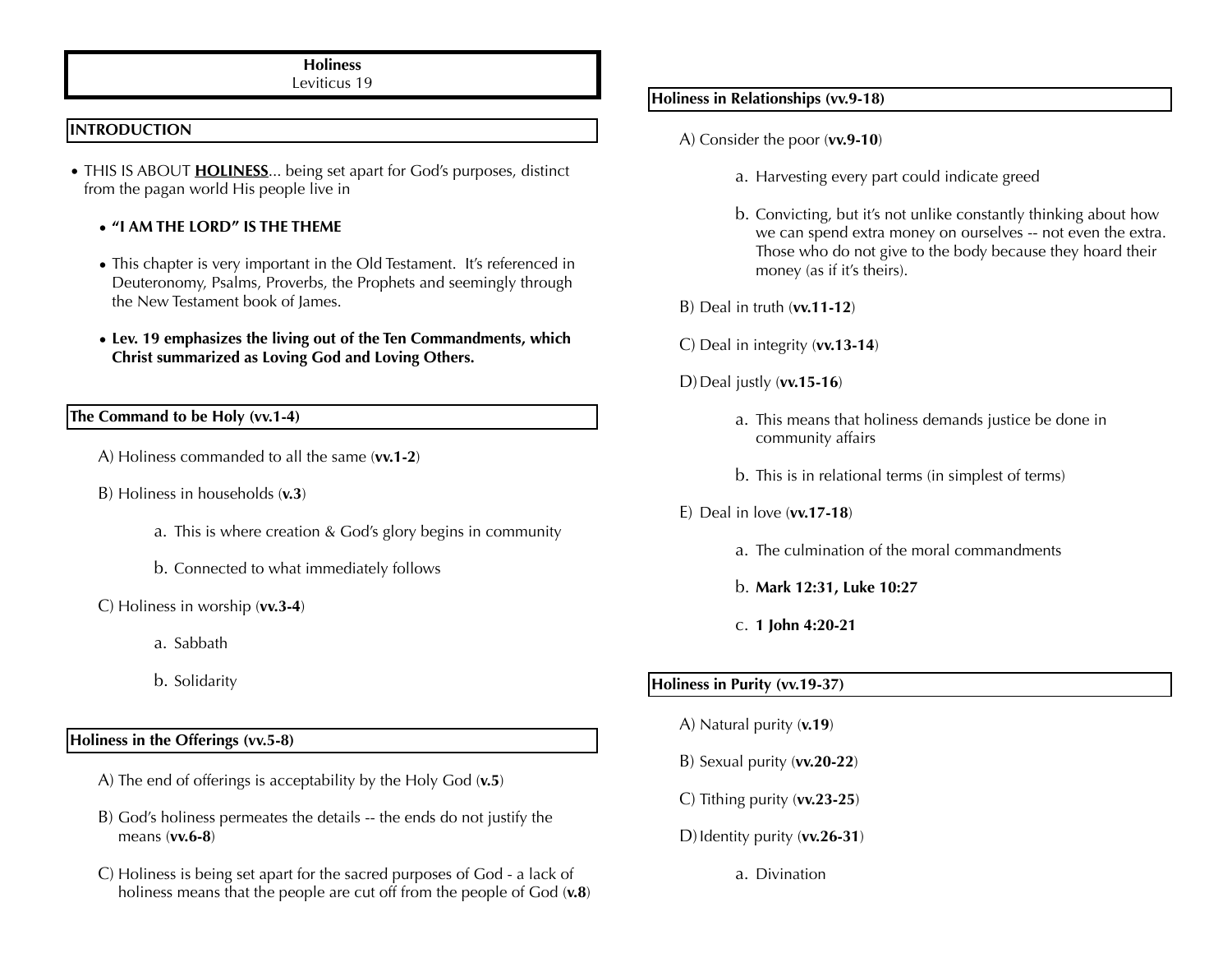# Holiness

Leviticus 19

## INTRODUCTION

- THIS IS ABOUT **<u>HOLINESS</u>**... being set apart for God's purposes, distinct from the pagan world His people live in
  - **"I AM THE LORD" IS THE THEME**
  - This chapter is very important in the Old Testament. It's referenced in Deuteronomy, Psalms, Proverbs, the Prophets and seemingly through the New Testament book of James.
  - **Lev. 19 emphasizes the living out of the Ten Commandments, which Christ summarized as Loving God and Loving Others.**

## The Command to be Holy (vv.1-4)

A) Holiness commanded to all the same (**vv.1-2**)

B) Holiness in households (**v.3**)

a. This is where creation & God's glory begins in community

b. Connected to what immediately follows

C) Holiness in worship (**vv.3-4**)

a. Sabbath

b. Solidarity

## Holiness in the Offerings (vv.5-8)

A) The end of offerings is acceptability by the Holy God (**v.5**)

B) God's holiness permeates the details -- the ends do not justify the means (**vv.6-8**)

C) Holiness is being set apart for the sacred purposes of God - a lack of holiness means that the people are cut off from the people of God (**v.8**)

## Holiness in Relationships (vv.9-18)

A) Consider the poor (**vv.9-10**)

a. Harvesting every part could indicate greed

b. Convicting, but it's not unlike constantly thinking about how we can spend extra money on ourselves -- not even the extra. Those who do not give to the body because they hoard their money (as if it's theirs).

B) Deal in truth (**vv.11-12**)

C) Deal in integrity (**vv.13-14**)

D) Deal justly (**vv.15-16**)

a. This means that holiness demands justice be done in community affairs

b. This is in relational terms (in simplest of terms)

E) Deal in love (**vv.17-18**)

a. The culmination of the moral commandments

b. **Mark 12:31, Luke 10:27**

c. **1 John 4:20-21**

## Holiness in Purity (vv.19-37)

A) Natural purity (**v.19**)

B) Sexual purity (**vv.20-22**)

C) Tithing purity (**vv.23-25**)

D) Identity purity (**vv.26-31**)

a. Divination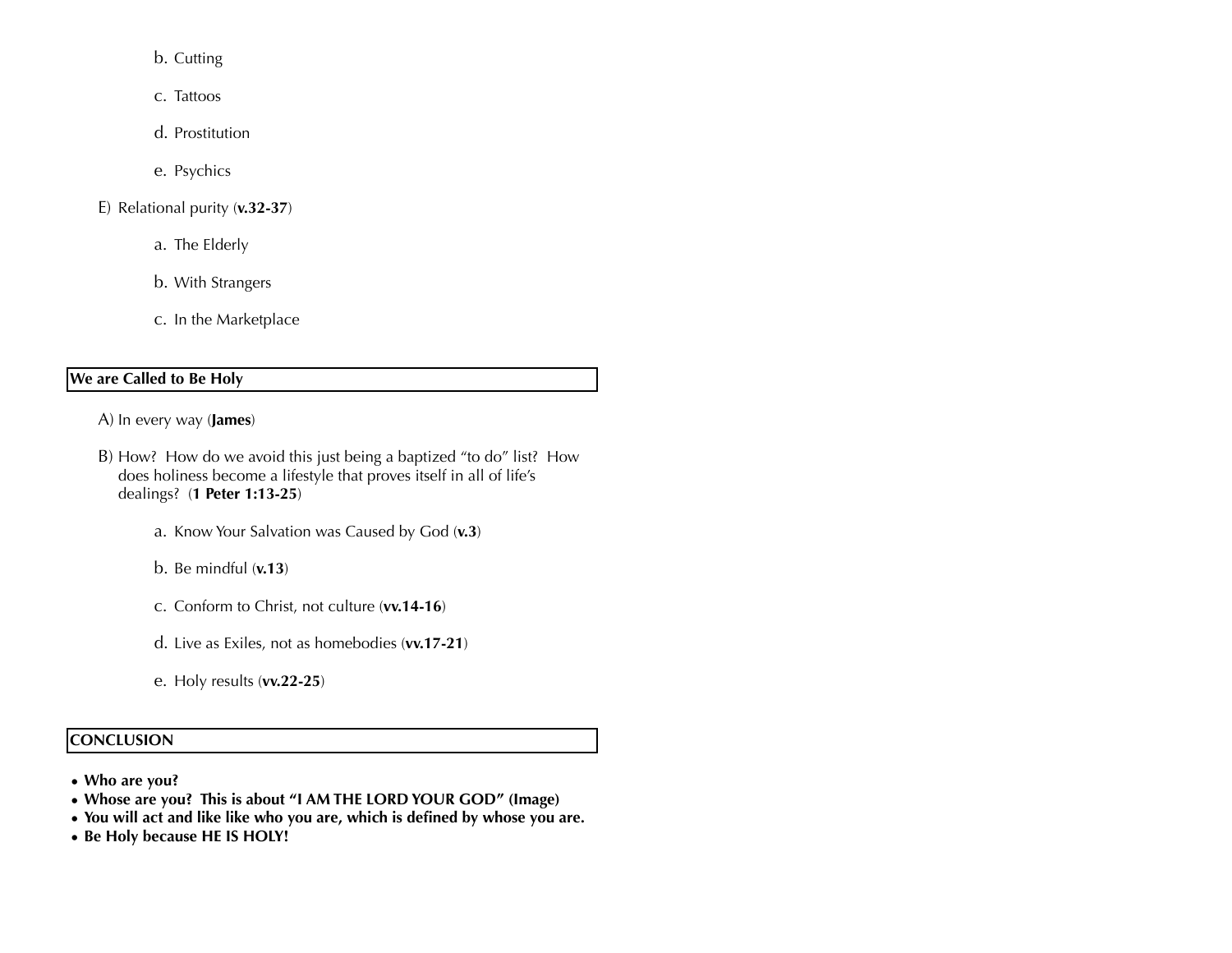b. Cutting

c. Tattoos

d. Prostitution

e. Psychics

E) Relational purity (**v.32-37**)

a. The Elderly

b. With Strangers

c. In the Marketplace

## We are Called to Be Holy

A) In every way (**James**)

B) How? How do we avoid this just being a baptized "to do" list? How does holiness become a lifestyle that proves itself in all of life's dealings? (**1 Peter 1:13-25**)

a. Know Your Salvation was Caused by God (**v.3**)

b. Be mindful (**v.13**)

c. Conform to Christ, not culture (**vv.14-16**)

d. Live as Exiles, not as homebodies (**vv.17-21**)

e. Holy results (**vv.22-25**)

## CONCLUSION

- **Who are you?**
- **Whose are you? This is about "I AM THE LORD YOUR GOD" (Image)**
- **You will act and like like who you are, which is defined by whose you are.**
- **Be Holy because HE IS HOLY!**